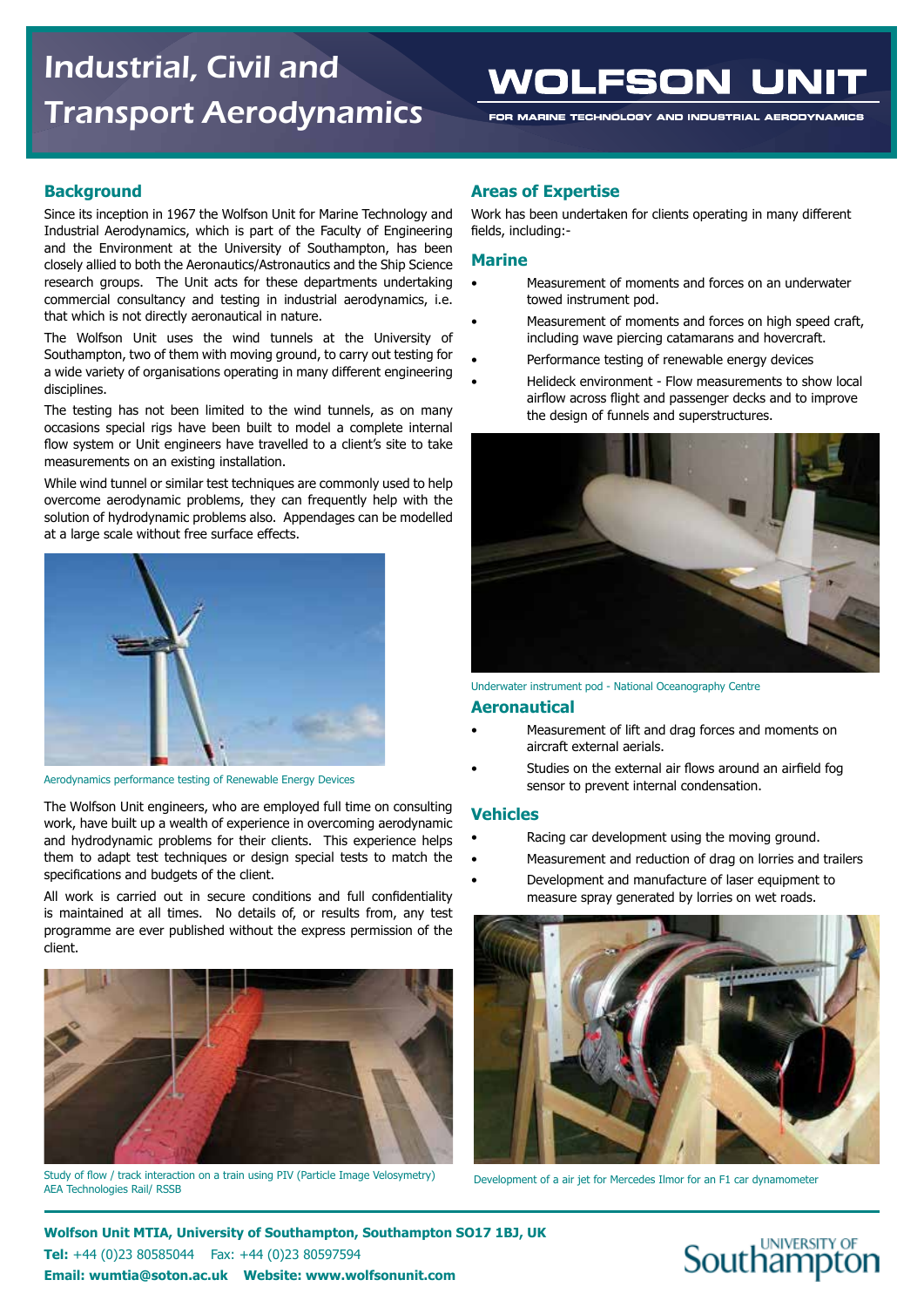# Industrial, Civil and Transport Aerodynamics

**WOLFSON UNIT**

FOR MARINE TECHNOLOGY AND INDUSTRIAL AERODYNAMICS

## Background

Since its inception in 1967 the Wolfson Unit for Marine Technology and Industrial Aerodynamics, which is part of the Faculty of Engineering and the Environment at the University of Southampton, has been closely allied to both the Aeronautics/Astronautics and the Ship Science research groups. The Unit acts for these departments undertaking commercial consultancy and testing in industrial aerodynamics, i.e. that which is not directly aeronautical in nature.

The Wolfson Unit uses the wind tunnels at the University of Southampton, two of them with moving ground, to carry out testing for a wide variety of organisations operating in many different engineering disciplines.

The testing has not been limited to the wind tunnels, as on many occasions special rigs have been built to model a complete internal flow system or Unit engineers have travelled to a client's site to take measurements on an existing installation.

While wind tunnel or similar test techniques are commonly used to help overcome aerodynamic problems, they can frequently help with the solution of hydrodynamic problems also. Appendages can be modelled at a large scale without free surface effects.

Aerodynamics performance testing of Renewable Energy Devices

The Wolfson Unit engineers, who are employed full time on consulting work, have built up a wealth of experience in overcoming aerodynamic and hydrodynamic problems for their clients. This experience helps them to adapt test techniques or design special tests to match the specifications and budgets of the client.

All work is carried out in secure conditions and full confidentiality is maintained at all times. No details of, or results from, any test programme are ever published without the express permission of the client.

Study of flow / track interaction on a train using PIV (Particle Image Velosymetry) AEA Technologies Rail/ RSSB

## Areas of Expertise

Work has been undertaken for clients operating in many different fields, including:-

### Marine

- Measurement of moments and forces on an underwater towed instrument pod.
- Measurement of moments and forces on high speed craft, including wave piercing catamarans and hovercraft.
- Performance testing of renewable energy devices
- Helideck environment - Flow measurements to show local airflow across flight and passenger decks and to improve the design of funnels and superstructures.

Underwater instrument pod - National Oceanography Centre

### Aeronautical

- Measurement of lift and drag forces and moments on aircraft external aerials.
- Studies on the external air flows around an airfield fog sensor to prevent internal condensation.

### Vehicles

- Racing car development using the moving ground.
- Measurement and reduction of drag on lorries and trailers
- Development and manufacture of laser equipment to measure spray generated by lorries on wet roads.

Development of a air jet for Mercedes Ilmor for an F1 car dynamometer

**Wolfson Unit MTIA, University of Southampton, Southampton SO17 1BJ, UK**
**Tel:** +44 (0)23 80585044 Fax: +44 (0)23 80597594
**Email: wumtia@soton.ac.uk Website: www.wolfsonunit.com**

UNIVERSITY OF Southampton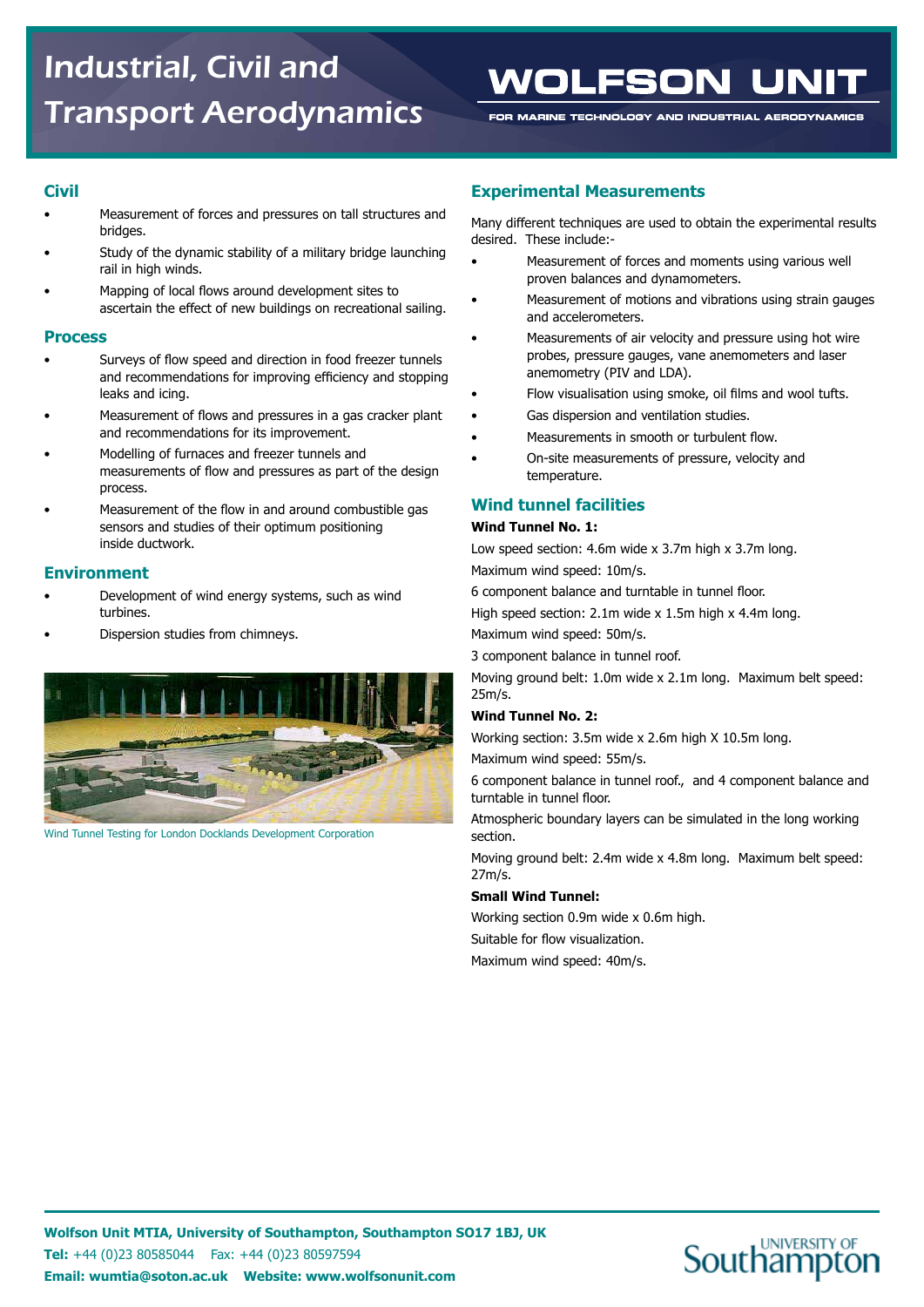# Industrial, Civil and Transport Aerodynamics

**WOLFSON UNIT**

FOR MARINE TECHNOLOGY AND INDUSTRIAL AERODYNAMICS

## Civil

- Measurement of forces and pressures on tall structures and bridges.
- Study of the dynamic stability of a military bridge launching rail in high winds.
- Mapping of local flows around development sites to ascertain the effect of new buildings on recreational sailing.

## Process

- Surveys of flow speed and direction in food freezer tunnels and recommendations for improving efficiency and stopping leaks and icing.
- Measurement of flows and pressures in a gas cracker plant and recommendations for its improvement.
- Modelling of furnaces and freezer tunnels and measurements of flow and pressures as part of the design process.
- Measurement of the flow in and around combustible gas sensors and studies of their optimum positioning inside ductwork.

## Environment

- Development of wind energy systems, such as wind turbines.
- Dispersion studies from chimneys.

Wind Tunnel Testing for London Docklands Development Corporation

## Experimental Measurements

Many different techniques are used to obtain the experimental results desired. These include:-

- Measurement of forces and moments using various well proven balances and dynamometers.
- Measurement of motions and vibrations using strain gauges and accelerometers.
- Measurements of air velocity and pressure using hot wire probes, pressure gauges, vane anemometers and laser anemometry (PIV and LDA).
- Flow visualisation using smoke, oil films and wool tufts.
- Gas dispersion and ventilation studies.
- Measurements in smooth or turbulent flow.
- On-site measurements of pressure, velocity and temperature.

## Wind tunnel facilities

**Wind Tunnel No. 1:**

Low speed section: 4.6m wide x 3.7m high x 3.7m long.

Maximum wind speed: 10m/s.

6 component balance and turntable in tunnel floor.

High speed section: 2.1m wide x 1.5m high x 4.4m long.

Maximum wind speed: 50m/s.

3 component balance in tunnel roof.

Moving ground belt: 1.0m wide x 2.1m long. Maximum belt speed: 25m/s.

**Wind Tunnel No. 2:**

Working section: 3.5m wide x 2.6m high X 10.5m long.

Maximum wind speed: 55m/s.

6 component balance in tunnel roof., and 4 component balance and turntable in tunnel floor.

Atmospheric boundary layers can be simulated in the long working section.

Moving ground belt: 2.4m wide x 4.8m long. Maximum belt speed: 27m/s.

**Small Wind Tunnel:**

Working section 0.9m wide x 0.6m high.

Suitable for flow visualization.

Maximum wind speed: 40m/s.

**Wolfson Unit MTIA, University of Southampton, Southampton SO17 1BJ, UK**

**Tel:** +44 (0)23 80585044 Fax: +44 (0)23 80597594

**Email: wumtia@soton.ac.uk Website: www.wolfsonunit.com**

University of Southampton